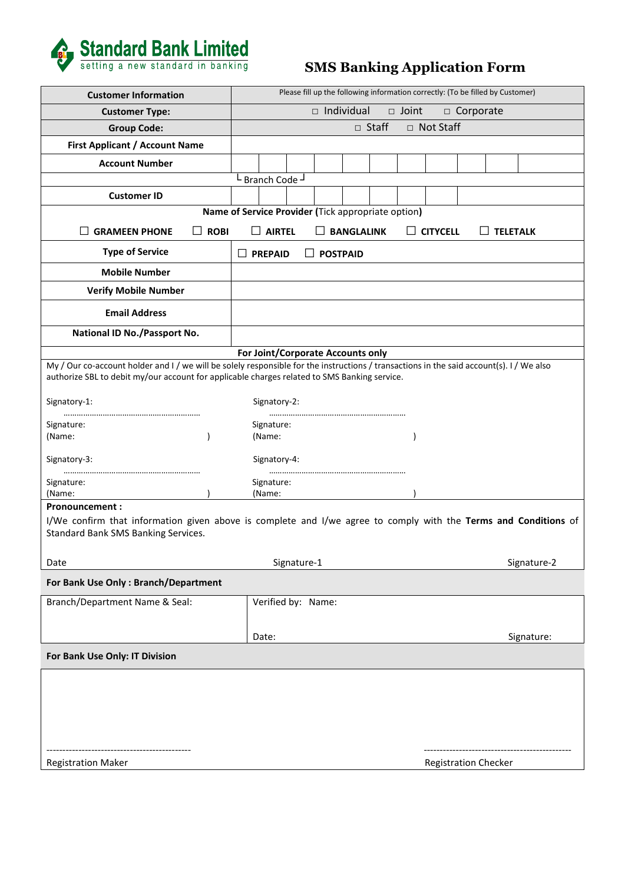**Standard Bank Limited**
setting a new standard in banking

# SMS Banking Application Form

| **Customer Information** | Please fill up the following information correctly: (To be filled by Customer) |
|---|---|
| **Customer Type:** | □ Individual □ Joint □ Corporate |
| **Group Code:** | □ Staff □ Not Staff |
| **First Applicant / Account Name** | |
| **Account Number** | |
| | └ Branch Code ┘ |
| **Customer ID** | |

**Name of Service Provider** (Tick appropriate option)

☐ **GRAMEEN PHONE** ☐ **ROBI** ☐ **AIRTEL** ☐ **BANGLALINK** ☐ **CITYCELL** ☐ **TELETALK**

| | |
|---|---|
| **Type of Service** | ☐ **PREPAID** ☐ **POSTPAID** |
| **Mobile Number** | |
| **Verify Mobile Number** | |
| **Email Address** | |
| **National ID No./Passport No.** | |

**For Joint/Corporate Accounts only**

My / Our co-account holder and I / we will be solely responsible for the instructions / transactions in the said account(s). I / We also authorize SBL to debit my/our account for applicable charges related to SMS Banking service.

Signatory-1: ……………………………………………………
Signature:
(Name: )

Signatory-2: ……………………………………………………
Signature:
(Name: )

Signatory-3: ……………………………………………………
Signature:
(Name: )

Signatory-4: ……………………………………………………
Signature:
(Name: )

**Pronouncement :**

I/We confirm that information given above is complete and I/we agree to comply with the **Terms and Conditions** of Standard Bank SMS Banking Services.

Date Signature-1 Signature-2

**For Bank Use Only : Branch/Department**

| Branch/Department Name & Seal: | Verified by: Name: |
|---|---|
| | Date: Signature: |

**For Bank Use Only: IT Division**

----------------------------------------------- -----------------------------------------------
Registration Maker Registration Checker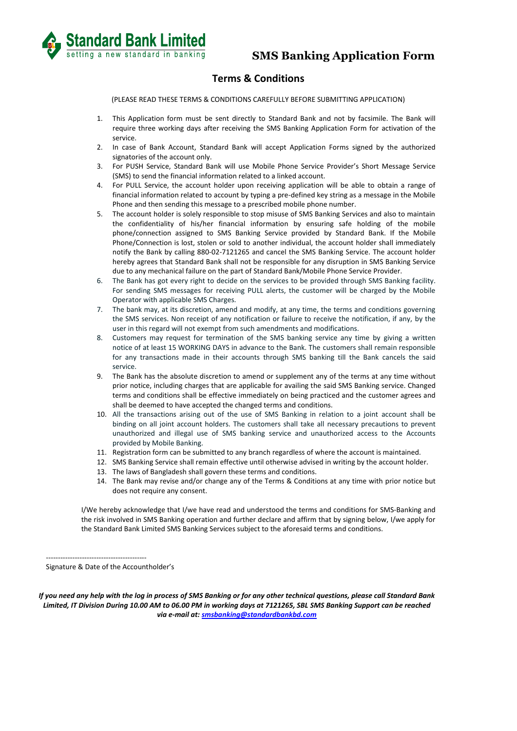Standard Bank Limited
setting a new standard in banking

# SMS Banking Application Form

## Terms & Conditions

(PLEASE READ THESE TERMS & CONDITIONS CAREFULLY BEFORE SUBMITTING APPLICATION)

1. This Application form must be sent directly to Standard Bank and not by facsimile. The Bank will require three working days after receiving the SMS Banking Application Form for activation of the service.
2. In case of Bank Account, Standard Bank will accept Application Forms signed by the authorized signatories of the account only.
3. For PUSH Service, Standard Bank will use Mobile Phone Service Provider's Short Message Service (SMS) to send the financial information related to a linked account.
4. For PULL Service, the account holder upon receiving application will be able to obtain a range of financial information related to account by typing a pre-defined key string as a message in the Mobile Phone and then sending this message to a prescribed mobile phone number.
5. The account holder is solely responsible to stop misuse of SMS Banking Services and also to maintain the confidentiality of his/her financial information by ensuring safe holding of the mobile phone/connection assigned to SMS Banking Service provided by Standard Bank. If the Mobile Phone/Connection is lost, stolen or sold to another individual, the account holder shall immediately notify the Bank by calling 880-02-7121265 and cancel the SMS Banking Service. The account holder hereby agrees that Standard Bank shall not be responsible for any disruption in SMS Banking Service due to any mechanical failure on the part of Standard Bank/Mobile Phone Service Provider.
6. The Bank has got every right to decide on the services to be provided through SMS Banking facility. For sending SMS messages for receiving PULL alerts, the customer will be charged by the Mobile Operator with applicable SMS Charges.
7. The bank may, at its discretion, amend and modify, at any time, the terms and conditions governing the SMS services. Non receipt of any notification or failure to receive the notification, if any, by the user in this regard will not exempt from such amendments and modifications.
8. Customers may request for termination of the SMS banking service any time by giving a written notice of at least 15 WORKING DAYS in advance to the Bank. The customers shall remain responsible for any transactions made in their accounts through SMS banking till the Bank cancels the said service.
9. The Bank has the absolute discretion to amend or supplement any of the terms at any time without prior notice, including charges that are applicable for availing the said SMS Banking service. Changed terms and conditions shall be effective immediately on being practiced and the customer agrees and shall be deemed to have accepted the changed terms and conditions.
10. All the transactions arising out of the use of SMS Banking in relation to a joint account shall be binding on all joint account holders. The customers shall take all necessary precautions to prevent unauthorized and illegal use of SMS banking service and unauthorized access to the Accounts provided by Mobile Banking.
11. Registration form can be submitted to any branch regardless of where the account is maintained.
12. SMS Banking Service shall remain effective until otherwise advised in writing by the account holder.
13. The laws of Bangladesh shall govern these terms and conditions.
14. The Bank may revise and/or change any of the Terms & Conditions at any time with prior notice but does not require any consent.

I/We hereby acknowledge that I/we have read and understood the terms and conditions for SMS-Banking and the risk involved in SMS Banking operation and further declare and affirm that by signing below, I/we apply for the Standard Bank Limited SMS Banking Services subject to the aforesaid terms and conditions.

------------------------------------------

Signature & Date of the Accountholder's

***If you need any help with the log in process of SMS Banking or for any other technical questions, please call Standard Bank Limited, IT Division During 10.00 AM to 06.00 PM in working days at 7121265, SBL SMS Banking Support can be reached via e-mail at: smsbanking@standardbankbd.com***